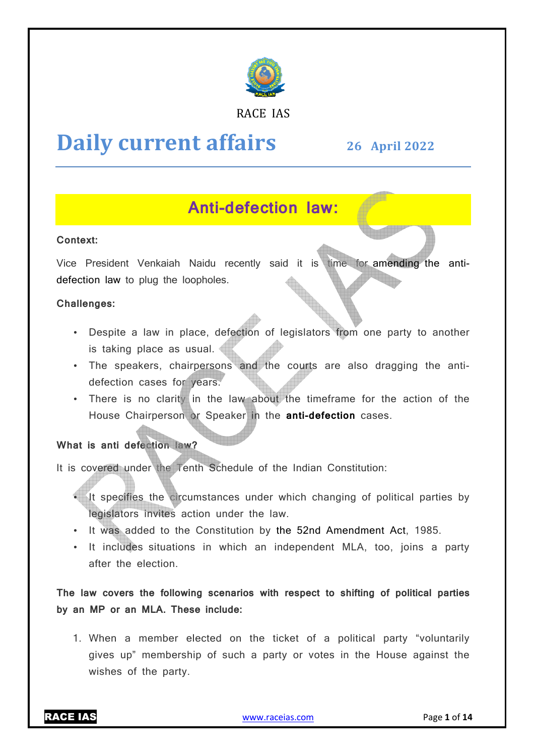RACE IAS

# Daily current affairs

**26 April 2022**

## Anti-defection law:

**Context:**

Vice President Venkaiah Naidu recently said it is time for amending the anti-defection law to plug the loopholes.

**Challenges:**

- Despite a law in place, defection of legislators from one party to another is taking place as usual.
- The speakers, chairpersons and the courts are also dragging the anti-defection cases for years.
- There is no clarity in the law about the timeframe for the action of the House Chairperson or Speaker in the **anti-defection** cases.

**What is anti defection law?**

It is covered under the Tenth Schedule of the Indian Constitution:

- It specifies the circumstances under which changing of political parties by legislators invites action under the law.
- It was added to the Constitution by the 52nd Amendment Act, 1985.
- It includes situations in which an independent MLA, too, joins a party after the election.

**The law covers the following scenarios with respect to shifting of political parties by an MP or an MLA. These include:**

1. When a member elected on the ticket of a political party "voluntarily gives up" membership of such a party or votes in the House against the wishes of the party.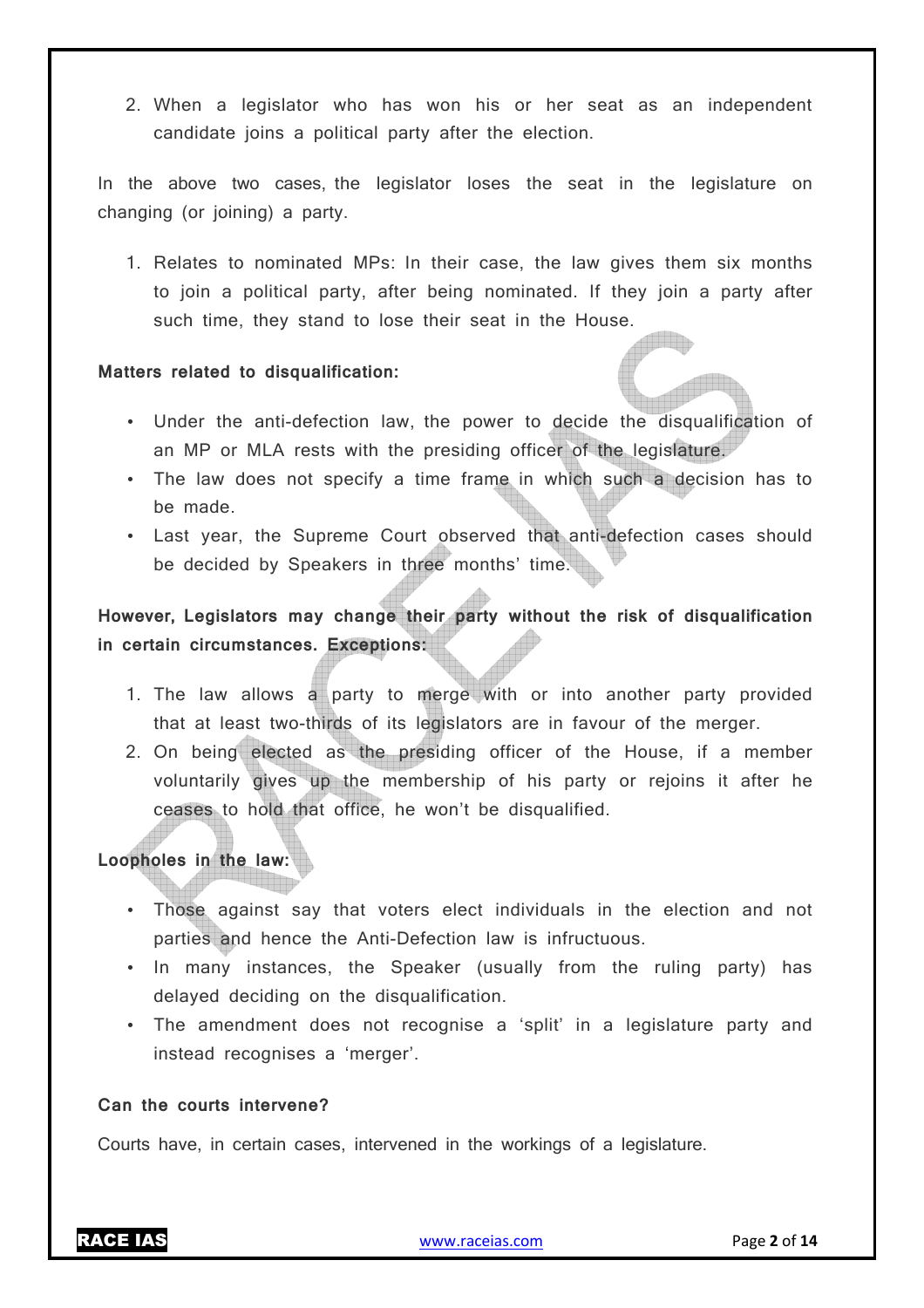2. When a legislator who has won his or her seat as an independent candidate joins a political party after the election.

In the above two cases, the legislator loses the seat in the legislature on changing (or joining) a party.

1. Relates to nominated MPs: In their case, the law gives them six months to join a political party, after being nominated. If they join a party after such time, they stand to lose their seat in the House.

**Matters related to disqualification:**

- Under the anti-defection law, the power to decide the disqualification of an MP or MLA rests with the presiding officer of the legislature.
- The law does not specify a time frame in which such a decision has to be made.
- Last year, the Supreme Court observed that anti-defection cases should be decided by Speakers in three months' time.

**However, Legislators may change their party without the risk of disqualification in certain circumstances. Exceptions:**

1. The law allows a party to merge with or into another party provided that at least two-thirds of its legislators are in favour of the merger.
2. On being elected as the presiding officer of the House, if a member voluntarily gives up the membership of his party or rejoins it after he ceases to hold that office, he won't be disqualified.

**Loopholes in the law:**

- Those against say that voters elect individuals in the election and not parties and hence the Anti-Defection law is infructuous.
- In many instances, the Speaker (usually from the ruling party) has delayed deciding on the disqualification.
- The amendment does not recognise a 'split' in a legislature party and instead recognises a 'merger'.

**Can the courts intervene?**

Courts have, in certain cases, intervened in the workings of a legislature.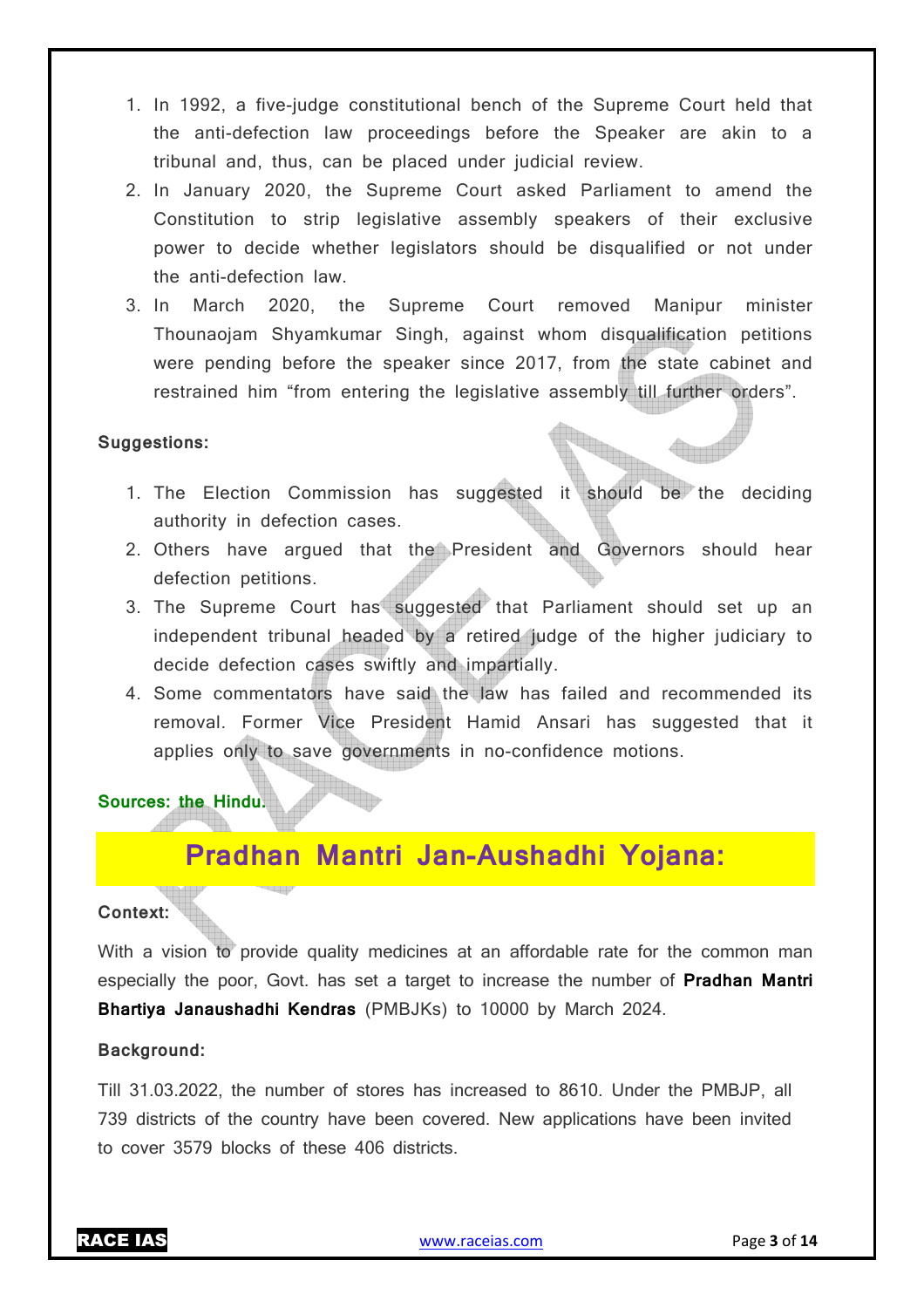1. In 1992, a five-judge constitutional bench of the Supreme Court held that the anti-defection law proceedings before the Speaker are akin to a tribunal and, thus, can be placed under judicial review.
2. In January 2020, the Supreme Court asked Parliament to amend the Constitution to strip legislative assembly speakers of their exclusive power to decide whether legislators should be disqualified or not under the anti-defection law.
3. In March 2020, the Supreme Court removed Manipur minister Thounaojam Shyamkumar Singh, against whom disqualification petitions were pending before the speaker since 2017, from the state cabinet and restrained him "from entering the legislative assembly till further orders".

**Suggestions:**

1. The Election Commission has suggested it should be the deciding authority in defection cases.
2. Others have argued that the President and Governors should hear defection petitions.
3. The Supreme Court has suggested that Parliament should set up an independent tribunal headed by a retired judge of the higher judiciary to decide defection cases swiftly and impartially.
4. Some commentators have said the law has failed and recommended its removal. Former Vice President Hamid Ansari has suggested that it applies only to save governments in no-confidence motions.

**Sources: the Hindu.**

## Pradhan Mantri Jan-Aushadhi Yojana:

**Context:**

With a vision to provide quality medicines at an affordable rate for the common man especially the poor, Govt. has set a target to increase the number of **Pradhan Mantri Bhartiya Janaushadhi Kendras** (PMBJKs) to 10000 by March 2024.

**Background:**

Till 31.03.2022, the number of stores has increased to 8610. Under the PMBJP, all 739 districts of the country have been covered. New applications have been invited to cover 3579 blocks of these 406 districts.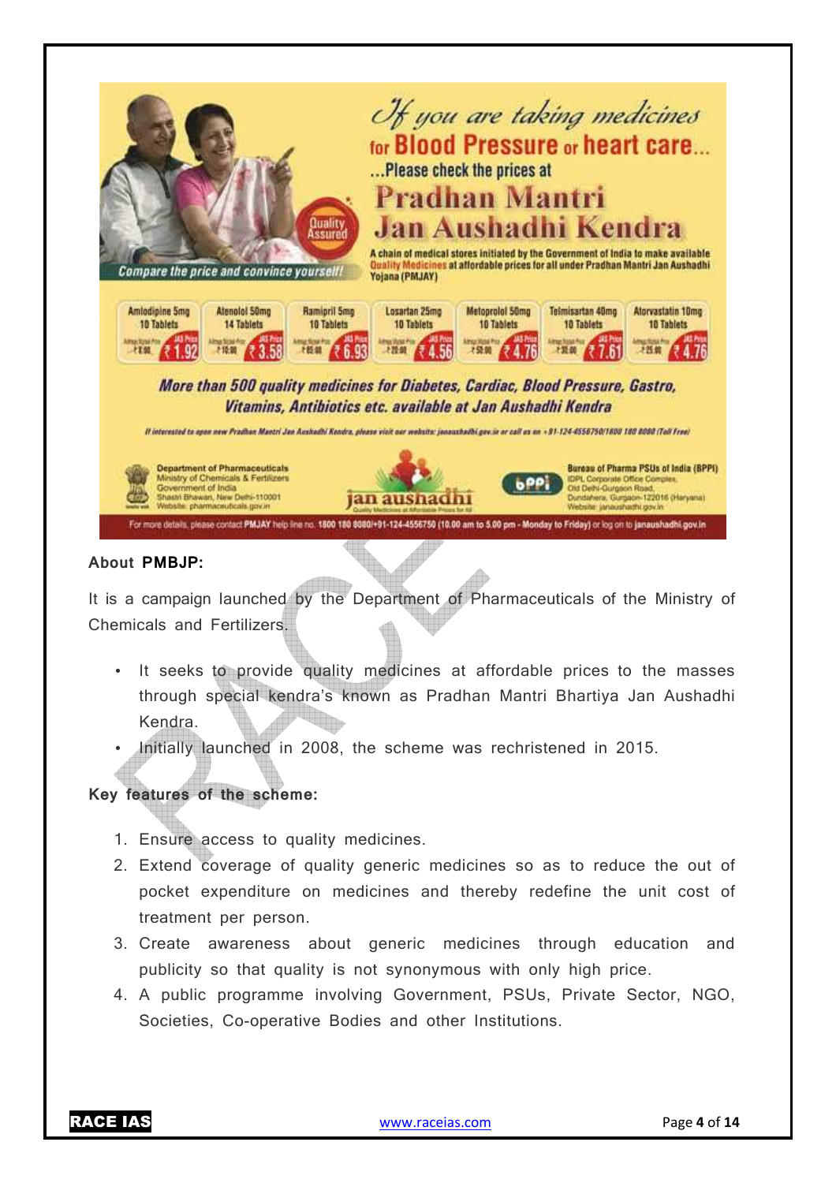**About PMBJP:**

It is a campaign launched by the Department of Pharmaceuticals of the Ministry of Chemicals and Fertilizers.

- It seeks to provide quality medicines at affordable prices to the masses through special kendra's known as Pradhan Mantri Bhartiya Jan Aushadhi Kendra.
- Initially launched in 2008, the scheme was rechristened in 2015.

**Key features of the scheme:**

1. Ensure access to quality medicines.
2. Extend coverage of quality generic medicines so as to reduce the out of pocket expenditure on medicines and thereby redefine the unit cost of treatment per person.
3. Create awareness about generic medicines through education and publicity so that quality is not synonymous with only high price.
4. A public programme involving Government, PSUs, Private Sector, NGO, Societies, Co-operative Bodies and other Institutions.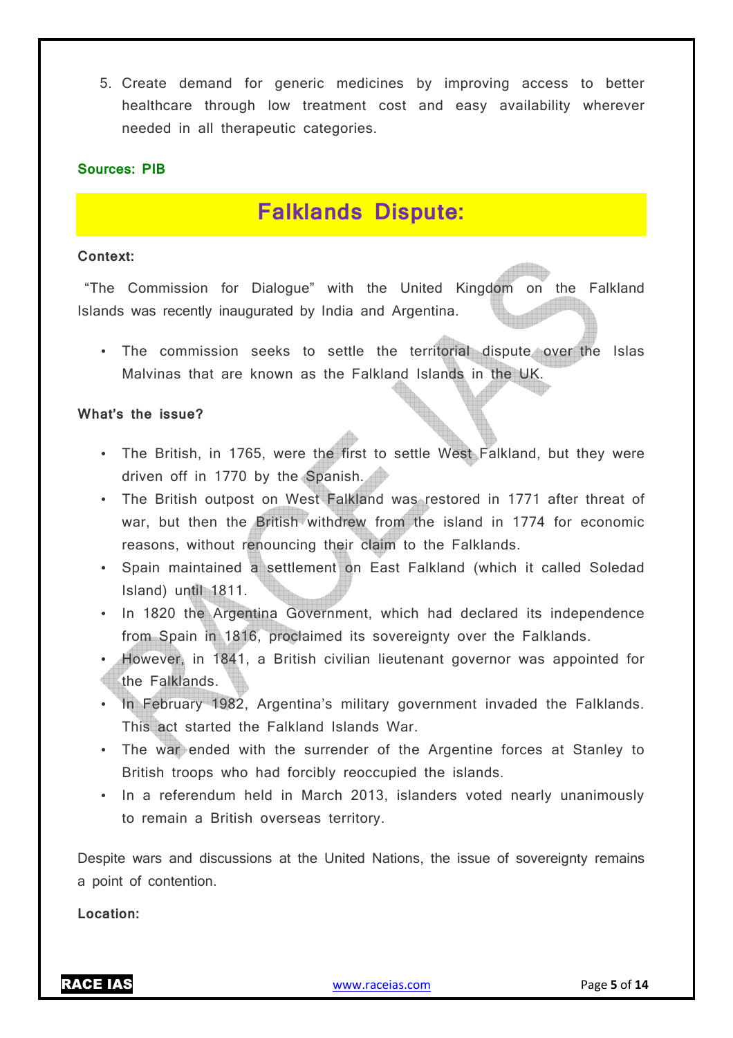5. Create demand for generic medicines by improving access to better healthcare through low treatment cost and easy availability wherever needed in all therapeutic categories.

**Sources: PIB**

# Falklands Dispute:

**Context:**

"The Commission for Dialogue" with the United Kingdom on the Falkland Islands was recently inaugurated by India and Argentina.

- The commission seeks to settle the territorial dispute over the Islas Malvinas that are known as the Falkland Islands in the UK.

**What's the issue?**

- The British, in 1765, were the first to settle West Falkland, but they were driven off in 1770 by the Spanish.
- The British outpost on West Falkland was restored in 1771 after threat of war, but then the British withdrew from the island in 1774 for economic reasons, without renouncing their claim to the Falklands.
- Spain maintained a settlement on East Falkland (which it called Soledad Island) until 1811.
- In 1820 the Argentina Government, which had declared its independence from Spain in 1816, proclaimed its sovereignty over the Falklands.
- However, in 1841, a British civilian lieutenant governor was appointed for the Falklands.
- In February 1982, Argentina's military government invaded the Falklands. This act started the Falkland Islands War.
- The war ended with the surrender of the Argentine forces at Stanley to British troops who had forcibly reoccupied the islands.
- In a referendum held in March 2013, islanders voted nearly unanimously to remain a British overseas territory.

Despite wars and discussions at the United Nations, the issue of sovereignty remains a point of contention.

**Location:**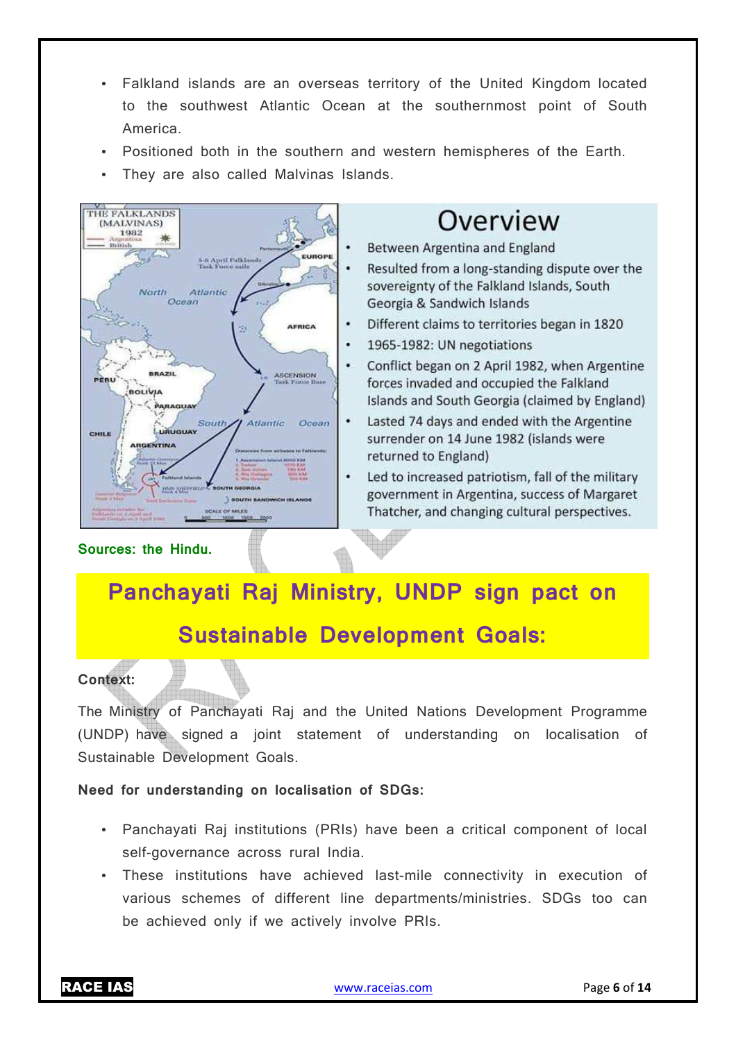- Falkland islands are an overseas territory of the United Kingdom located to the southwest Atlantic Ocean at the southernmost point of South America.
- Positioned both in the southern and western hemispheres of the Earth.
- They are also called Malvinas Islands.

## Overview

- Between Argentina and England
- Resulted from a long-standing dispute over the sovereignty of the Falkland Islands, South Georgia & Sandwich Islands
- Different claims to territories began in 1820
- 1965-1982: UN negotiations
- Conflict began on 2 April 1982, when Argentine forces invaded and occupied the Falkland Islands and South Georgia (claimed by England)
- Lasted 74 days and ended with the Argentine surrender on 14 June 1982 (islands were returned to England)
- Led to increased patriotism, fall of the military government in Argentina, success of Margaret Thatcher, and changing cultural perspectives.

**Sources: the Hindu.**

# Panchayati Raj Ministry, UNDP sign pact on Sustainable Development Goals:

**Context:**

The Ministry of Panchayati Raj and the United Nations Development Programme (UNDP) have signed a joint statement of understanding on localisation of Sustainable Development Goals.

**Need for understanding on localisation of SDGs:**

- Panchayati Raj institutions (PRIs) have been a critical component of local self-governance across rural India.
- These institutions have achieved last-mile connectivity in execution of various schemes of different line departments/ministries. SDGs too can be achieved only if we actively involve PRIs.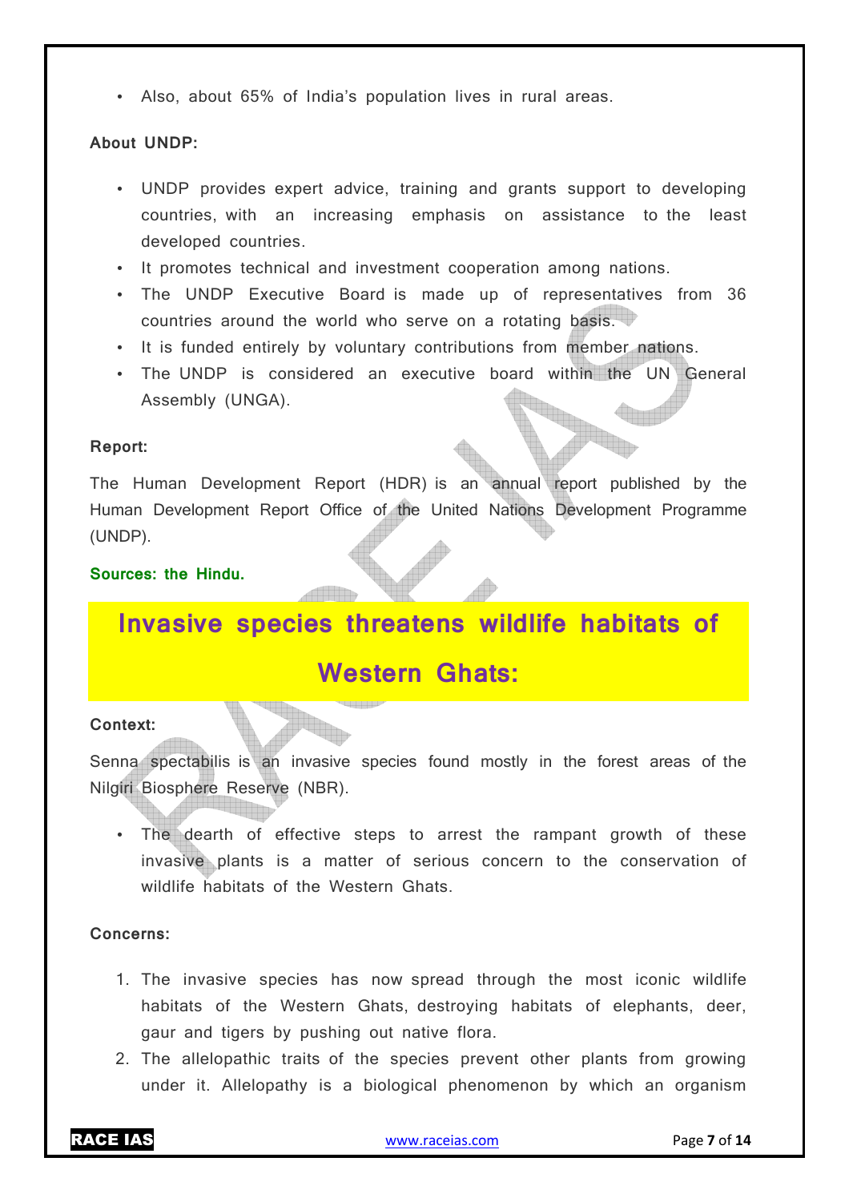- Also, about 65% of India's population lives in rural areas.

**About UNDP:**

- UNDP provides expert advice, training and grants support to developing countries, with an increasing emphasis on assistance to the least developed countries.
- It promotes technical and investment cooperation among nations.
- The UNDP Executive Board is made up of representatives from 36 countries around the world who serve on a rotating basis.
- It is funded entirely by voluntary contributions from member nations.
- The UNDP is considered an executive board within the UN General Assembly (UNGA).

**Report:**

The Human Development Report (HDR) is an annual report published by the Human Development Report Office of the United Nations Development Programme (UNDP).

**Sources: the Hindu.**

# Invasive species threatens wildlife habitats of Western Ghats:

**Context:**

Senna spectabilis is an invasive species found mostly in the forest areas of the Nilgiri Biosphere Reserve (NBR).

- The dearth of effective steps to arrest the rampant growth of these invasive plants is a matter of serious concern to the conservation of wildlife habitats of the Western Ghats.

**Concerns:**

1. The invasive species has now spread through the most iconic wildlife habitats of the Western Ghats, destroying habitats of elephants, deer, gaur and tigers by pushing out native flora.
2. The allelopathic traits of the species prevent other plants from growing under it. Allelopathy is a biological phenomenon by which an organism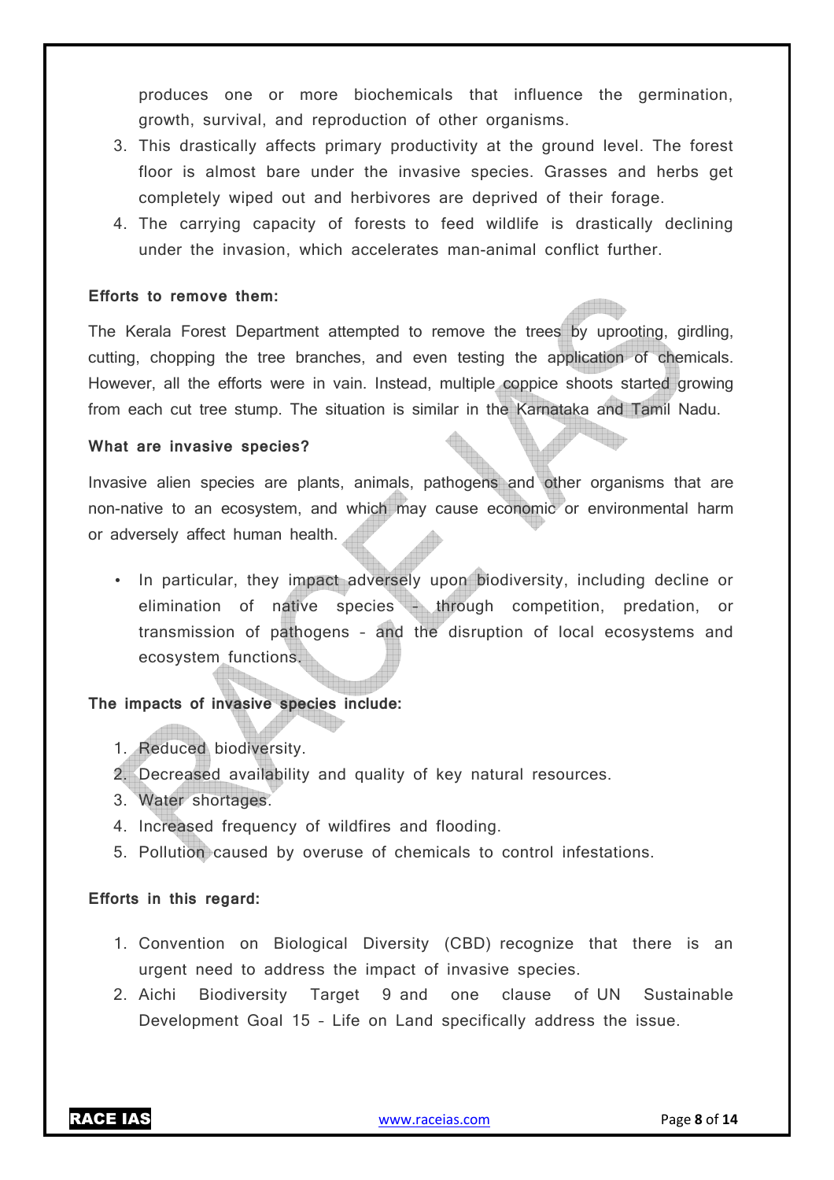produces one or more biochemicals that influence the germination, growth, survival, and reproduction of other organisms.

3. This drastically affects primary productivity at the ground level. The forest floor is almost bare under the invasive species. Grasses and herbs get completely wiped out and herbivores are deprived of their forage.
4. The carrying capacity of forests to feed wildlife is drastically declining under the invasion, which accelerates man-animal conflict further.

**Efforts to remove them:**

The Kerala Forest Department attempted to remove the trees by uprooting, girdling, cutting, chopping the tree branches, and even testing the application of chemicals. However, all the efforts were in vain. Instead, multiple coppice shoots started growing from each cut tree stump. The situation is similar in the Karnataka and Tamil Nadu.

**What are invasive species?**

Invasive alien species are plants, animals, pathogens and other organisms that are non-native to an ecosystem, and which may cause economic or environmental harm or adversely affect human health.

- In particular, they impact adversely upon biodiversity, including decline or elimination of native species - through competition, predation, or transmission of pathogens - and the disruption of local ecosystems and ecosystem functions.

**The impacts of invasive species include:**

1. Reduced biodiversity.
2. Decreased availability and quality of key natural resources.
3. Water shortages.
4. Increased frequency of wildfires and flooding.
5. Pollution caused by overuse of chemicals to control infestations.

**Efforts in this regard:**

1. Convention on Biological Diversity (CBD) recognize that there is an urgent need to address the impact of invasive species.
2. Aichi Biodiversity Target 9 and one clause of UN Sustainable Development Goal 15 - Life on Land specifically address the issue.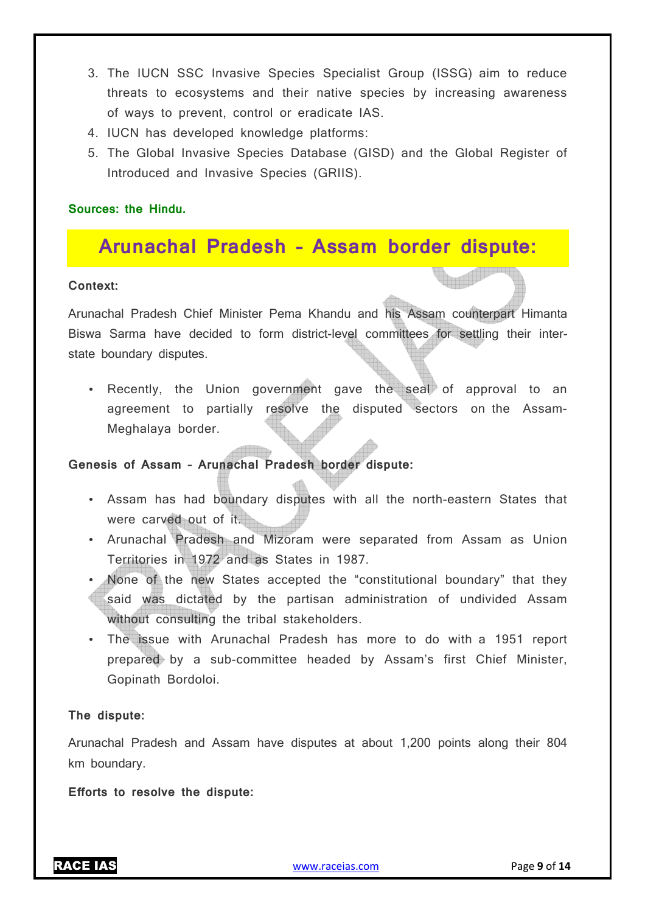3. The IUCN SSC Invasive Species Specialist Group (ISSG) aim to reduce threats to ecosystems and their native species by increasing awareness of ways to prevent, control or eradicate IAS.
4. IUCN has developed knowledge platforms:
5. The Global Invasive Species Database (GISD) and the Global Register of Introduced and Invasive Species (GRIIS).

**Sources: the Hindu.**

## Arunachal Pradesh – Assam border dispute:

**Context:**

Arunachal Pradesh Chief Minister Pema Khandu and his Assam counterpart Himanta Biswa Sarma have decided to form district-level committees for settling their inter-state boundary disputes.

- Recently, the Union government gave the seal of approval to an agreement to partially resolve the disputed sectors on the Assam-Meghalaya border.

**Genesis of Assam – Arunachal Pradesh border dispute:**

- Assam has had boundary disputes with all the north-eastern States that were carved out of it.
- Arunachal Pradesh and Mizoram were separated from Assam as Union Territories in 1972 and as States in 1987.
- None of the new States accepted the "constitutional boundary" that they said was dictated by the partisan administration of undivided Assam without consulting the tribal stakeholders.
- The issue with Arunachal Pradesh has more to do with a 1951 report prepared by a sub-committee headed by Assam's first Chief Minister, Gopinath Bordoloi.

**The dispute:**

Arunachal Pradesh and Assam have disputes at about 1,200 points along their 804 km boundary.

**Efforts to resolve the dispute:**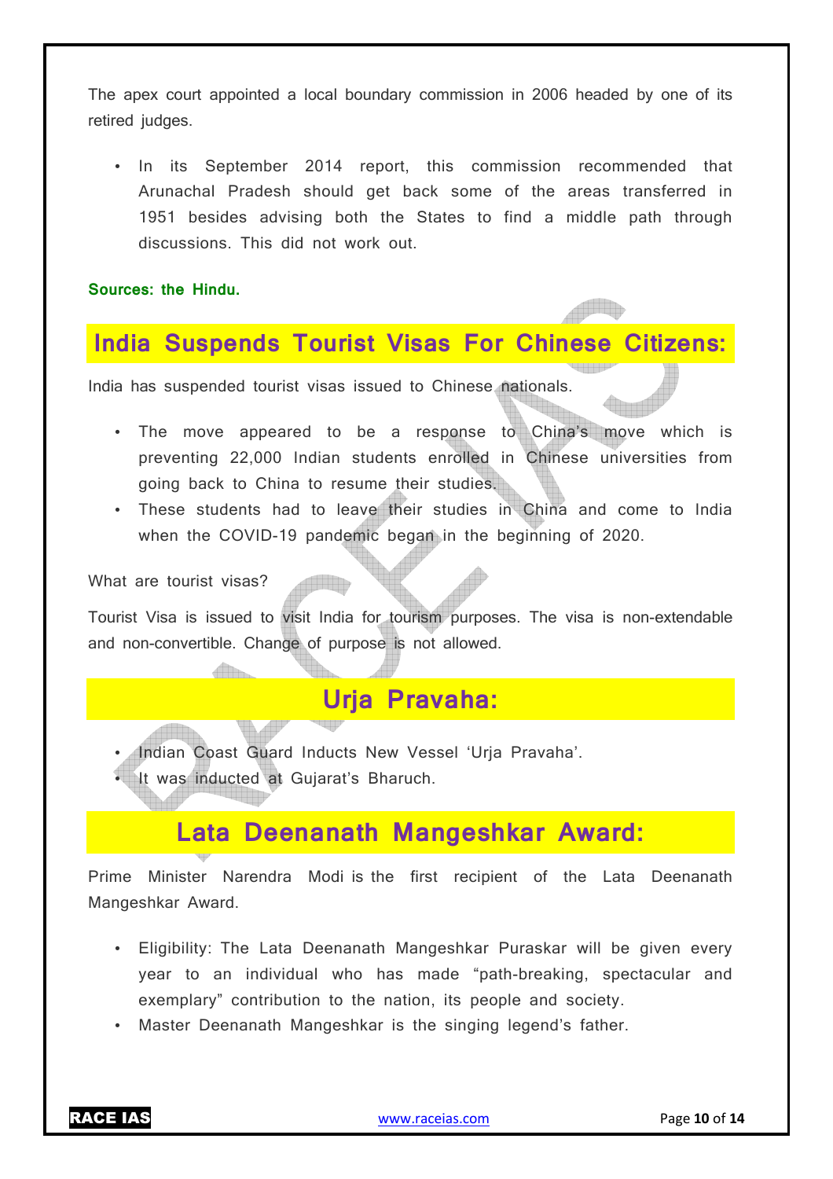The apex court appointed a local boundary commission in 2006 headed by one of its retired judges.

- In its September 2014 report, this commission recommended that Arunachal Pradesh should get back some of the areas transferred in 1951 besides advising both the States to find a middle path through discussions. This did not work out.

**Sources: the Hindu.**

## India Suspends Tourist Visas For Chinese Citizens:

India has suspended tourist visas issued to Chinese nationals.

- The move appeared to be a response to China's move which is preventing 22,000 Indian students enrolled in Chinese universities from going back to China to resume their studies.
- These students had to leave their studies in China and come to India when the COVID-19 pandemic began in the beginning of 2020.

What are tourist visas?

Tourist Visa is issued to visit India for tourism purposes. The visa is non-extendable and non-convertible. Change of purpose is not allowed.

## Urja Pravaha:

- Indian Coast Guard Inducts New Vessel 'Urja Pravaha'.
- It was inducted at Gujarat's Bharuch.

## Lata Deenanath Mangeshkar Award:

Prime Minister Narendra Modi is the first recipient of the Lata Deenanath Mangeshkar Award.

- Eligibility: The Lata Deenanath Mangeshkar Puraskar will be given every year to an individual who has made "path-breaking, spectacular and exemplary" contribution to the nation, its people and society.
- Master Deenanath Mangeshkar is the singing legend's father.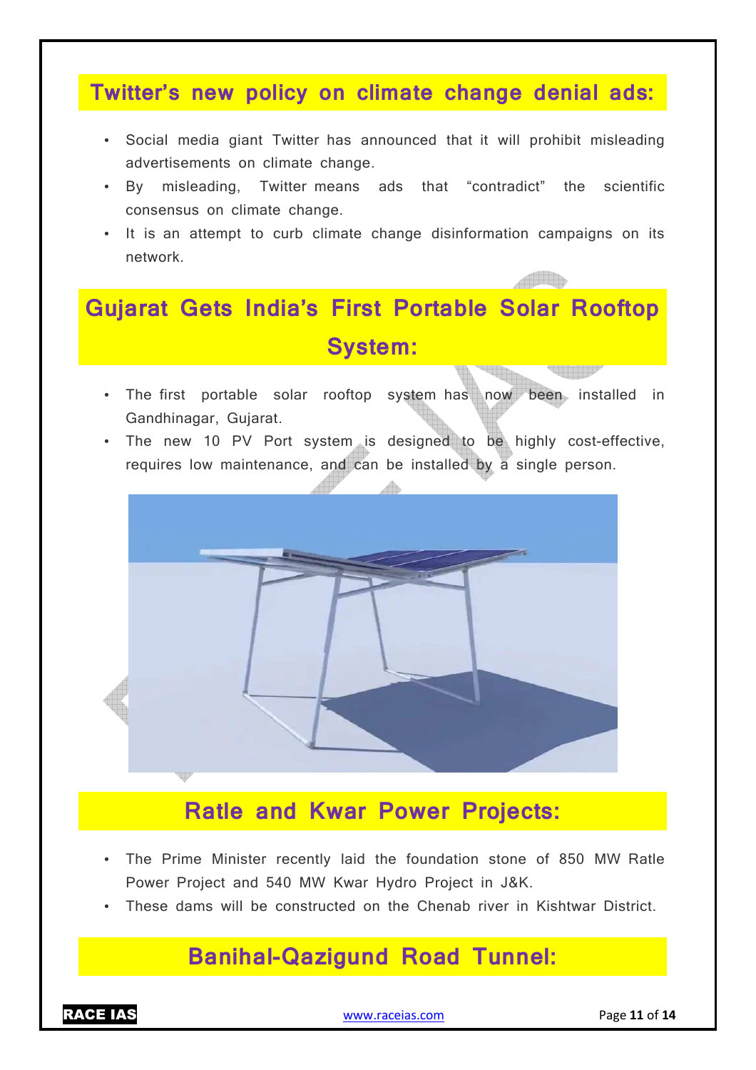## Twitter's new policy on climate change denial ads:

- Social media giant Twitter has announced that it will prohibit misleading advertisements on climate change.
- By misleading, Twitter means ads that "contradict" the scientific consensus on climate change.
- It is an attempt to curb climate change disinformation campaigns on its network.

## Gujarat Gets India's First Portable Solar Rooftop System:

- The first portable solar rooftop system has now been installed in Gandhinagar, Gujarat.
- The new 10 PV Port system is designed to be highly cost-effective, requires low maintenance, and can be installed by a single person.

## Ratle and Kwar Power Projects:

- The Prime Minister recently laid the foundation stone of 850 MW Ratle Power Project and 540 MW Kwar Hydro Project in J&K.
- These dams will be constructed on the Chenab river in Kishtwar District.

## Banihal-Qazigund Road Tunnel: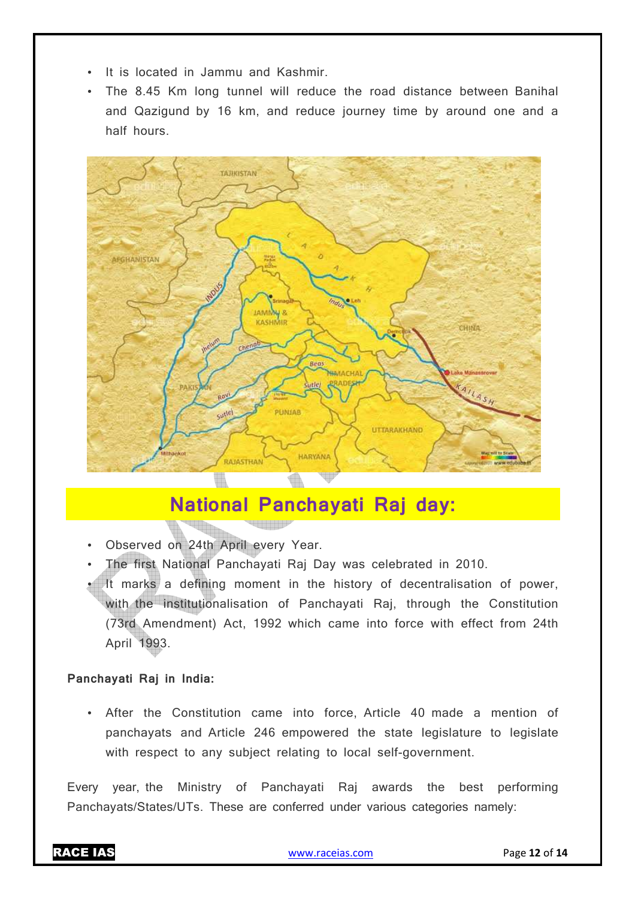- It is located in Jammu and Kashmir.
- The 8.45 Km long tunnel will reduce the road distance between Banihal and Qazigund by 16 km, and reduce journey time by around one and a half hours.

## National Panchayati Raj day:

- Observed on 24th April every Year.
- The first National Panchayati Raj Day was celebrated in 2010.
- It marks a defining moment in the history of decentralisation of power, with the institutionalisation of Panchayati Raj, through the Constitution (73rd Amendment) Act, 1992 which came into force with effect from 24th April 1993.

**Panchayati Raj in India:**

- After the Constitution came into force, Article 40 made a mention of panchayats and Article 246 empowered the state legislature to legislate with respect to any subject relating to local self-government.

Every year, the Ministry of Panchayati Raj awards the best performing Panchayats/States/UTs. These are conferred under various categories namely: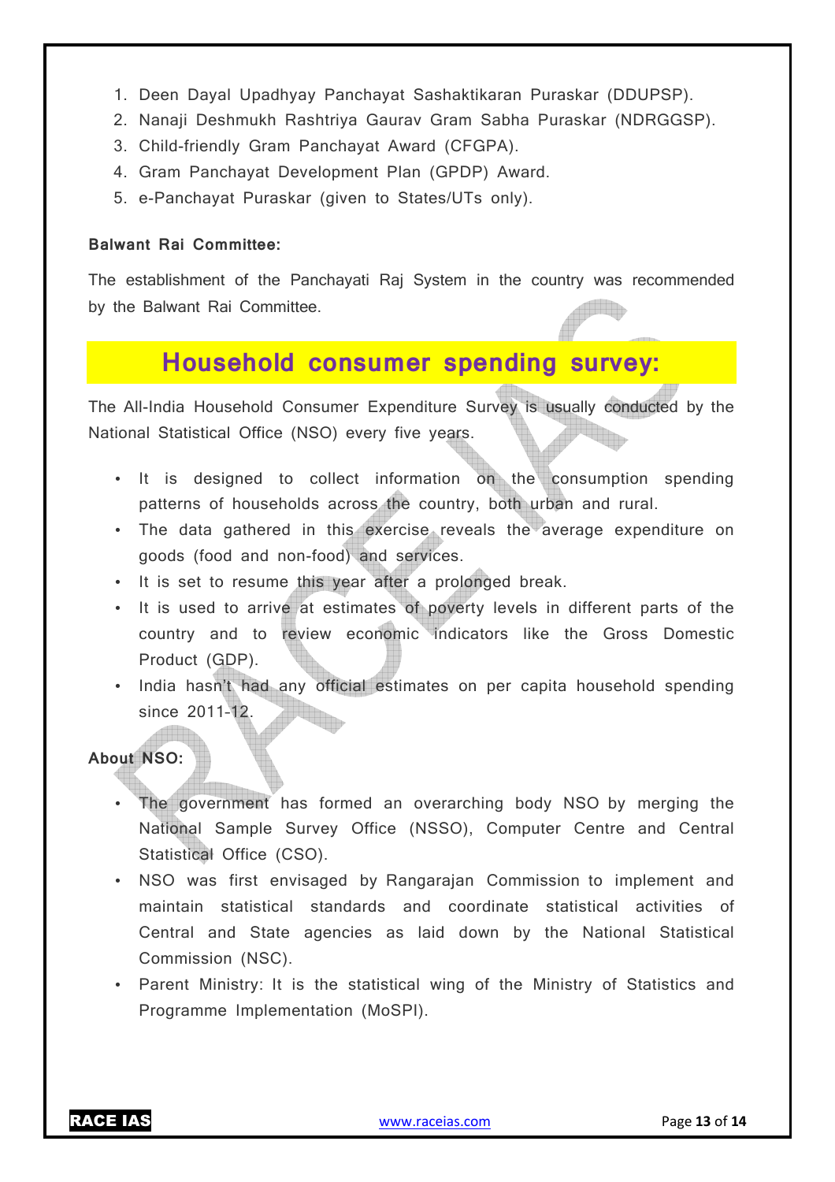1. Deen Dayal Upadhyay Panchayat Sashaktikaran Puraskar (DDUPSP).
2. Nanaji Deshmukh Rashtriya Gaurav Gram Sabha Puraskar (NDRGGSP).
3. Child-friendly Gram Panchayat Award (CFGPA).
4. Gram Panchayat Development Plan (GPDP) Award.
5. e-Panchayat Puraskar (given to States/UTs only).

**Balwant Rai Committee:**

The establishment of the Panchayati Raj System in the country was recommended by the Balwant Rai Committee.

## Household consumer spending survey:

The All-India Household Consumer Expenditure Survey is usually conducted by the National Statistical Office (NSO) every five years.

- It is designed to collect information on the consumption spending patterns of households across the country, both urban and rural.
- The data gathered in this exercise reveals the average expenditure on goods (food and non-food) and services.
- It is set to resume this year after a prolonged break.
- It is used to arrive at estimates of poverty levels in different parts of the country and to review economic indicators like the Gross Domestic Product (GDP).
- India hasn't had any official estimates on per capita household spending since 2011-12.

**About NSO:**

- The government has formed an overarching body NSO by merging the National Sample Survey Office (NSSO), Computer Centre and Central Statistical Office (CSO).
- NSO was first envisaged by Rangarajan Commission to implement and maintain statistical standards and coordinate statistical activities of Central and State agencies as laid down by the National Statistical Commission (NSC).
- Parent Ministry: It is the statistical wing of the Ministry of Statistics and Programme Implementation (MoSPI).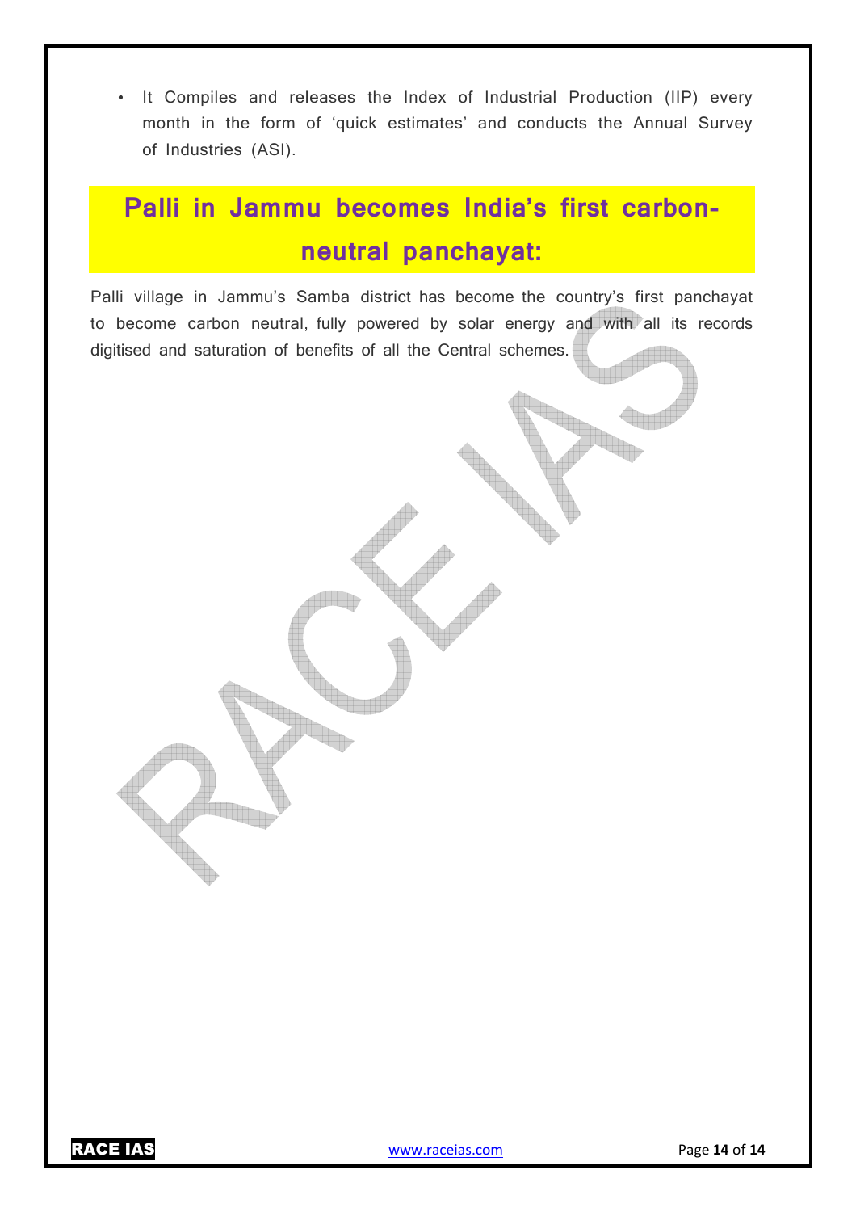- It Compiles and releases the Index of Industrial Production (IIP) every month in the form of 'quick estimates' and conducts the Annual Survey of Industries (ASI).

## Palli in Jammu becomes India's first carbon-neutral panchayat:

Palli village in Jammu's Samba district has become the country's first panchayat to become carbon neutral, fully powered by solar energy and with all its records digitised and saturation of benefits of all the Central schemes.